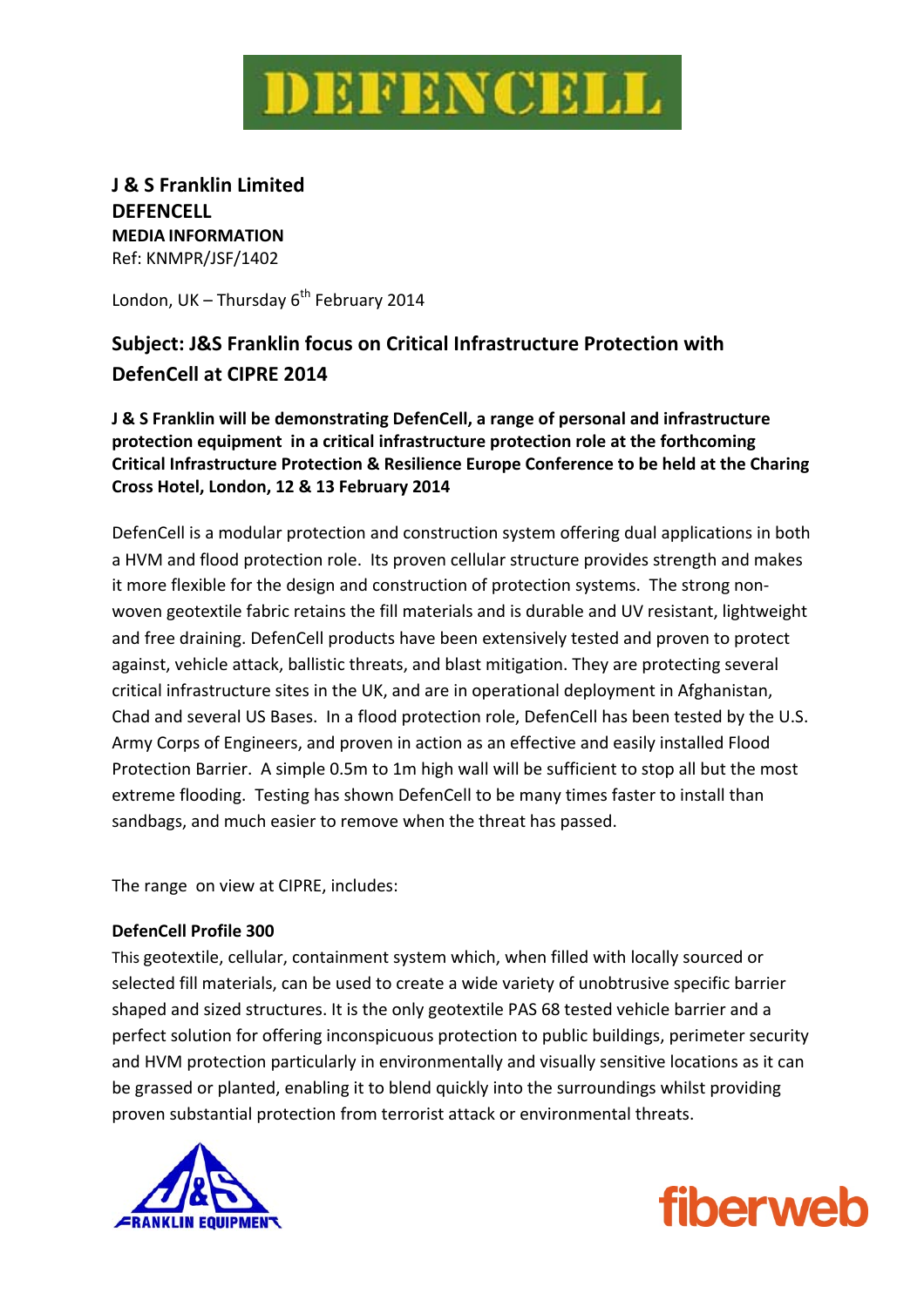# DEFENCELL

**J & S Franklin Limited**
**DEFENCELL**
**MEDIA INFORMATION**
Ref: KNMPR/JSF/1402

London, UK – Thursday 6th February 2014

## Subject: J&S Franklin focus on Critical Infrastructure Protection with DefenCell at CIPRE 2014

**J & S Franklin will be demonstrating DefenCell, a range of personal and infrastructure protection equipment in a critical infrastructure protection role at the forthcoming Critical Infrastructure Protection & Resilience Europe Conference to be held at the Charing Cross Hotel, London, 12 & 13 February 2014**

DefenCell is a modular protection and construction system offering dual applications in both a HVM and flood protection role. Its proven cellular structure provides strength and makes it more flexible for the design and construction of protection systems. The strong non-woven geotextile fabric retains the fill materials and is durable and UV resistant, lightweight and free draining. DefenCell products have been extensively tested and proven to protect against, vehicle attack, ballistic threats, and blast mitigation. They are protecting several critical infrastructure sites in the UK, and are in operational deployment in Afghanistan, Chad and several US Bases. In a flood protection role, DefenCell has been tested by the U.S. Army Corps of Engineers, and proven in action as an effective and easily installed Flood Protection Barrier. A simple 0.5m to 1m high wall will be sufficient to stop all but the most extreme flooding. Testing has shown DefenCell to be many times faster to install than sandbags, and much easier to remove when the threat has passed.

The range on view at CIPRE, includes:

**DefenCell Profile 300**
This geotextile, cellular, containment system which, when filled with locally sourced or selected fill materials, can be used to create a wide variety of unobtrusive specific barrier shaped and sized structures. It is the only geotextile PAS 68 tested vehicle barrier and a perfect solution for offering inconspicuous protection to public buildings, perimeter security and HVM protection particularly in environmentally and visually sensitive locations as it can be grassed or planted, enabling it to blend quickly into the surroundings whilst providing proven substantial protection from terrorist attack or environmental threats.

J&S FRANKLIN EQUIPMENT

fiberweb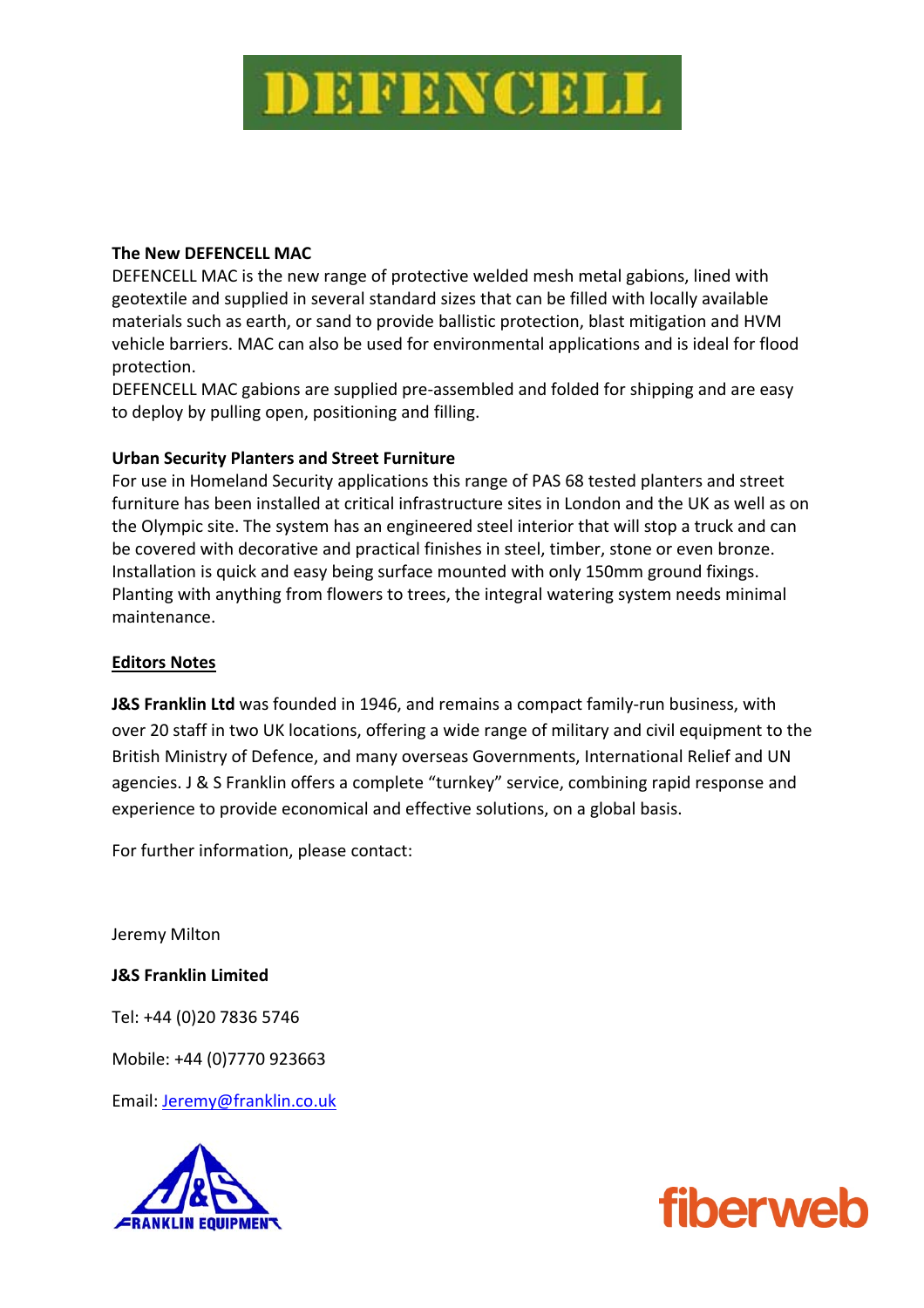**The New DEFENCELL MAC**

DEFENCELL MAC is the new range of protective welded mesh metal gabions, lined with geotextile and supplied in several standard sizes that can be filled with locally available materials such as earth, or sand to provide ballistic protection, blast mitigation and HVM vehicle barriers. MAC can also be used for environmental applications and is ideal for flood protection.

DEFENCELL MAC gabions are supplied pre-assembled and folded for shipping and are easy to deploy by pulling open, positioning and filling.

**Urban Security Planters and Street Furniture**

For use in Homeland Security applications this range of PAS 68 tested planters and street furniture has been installed at critical infrastructure sites in London and the UK as well as on the Olympic site. The system has an engineered steel interior that will stop a truck and can be covered with decorative and practical finishes in steel, timber, stone or even bronze. Installation is quick and easy being surface mounted with only 150mm ground fixings. Planting with anything from flowers to trees, the integral watering system needs minimal maintenance.

**Editors Notes**

**J&S Franklin Ltd** was founded in 1946, and remains a compact family-run business, with over 20 staff in two UK locations, offering a wide range of military and civil equipment to the British Ministry of Defence, and many overseas Governments, International Relief and UN agencies. J & S Franklin offers a complete "turnkey" service, combining rapid response and experience to provide economical and effective solutions, on a global basis.

For further information, please contact:

Jeremy Milton

**J&S Franklin Limited**

Tel: +44 (0)20 7836 5746

Mobile: +44 (0)7770 923663

Email: Jeremy@franklin.co.uk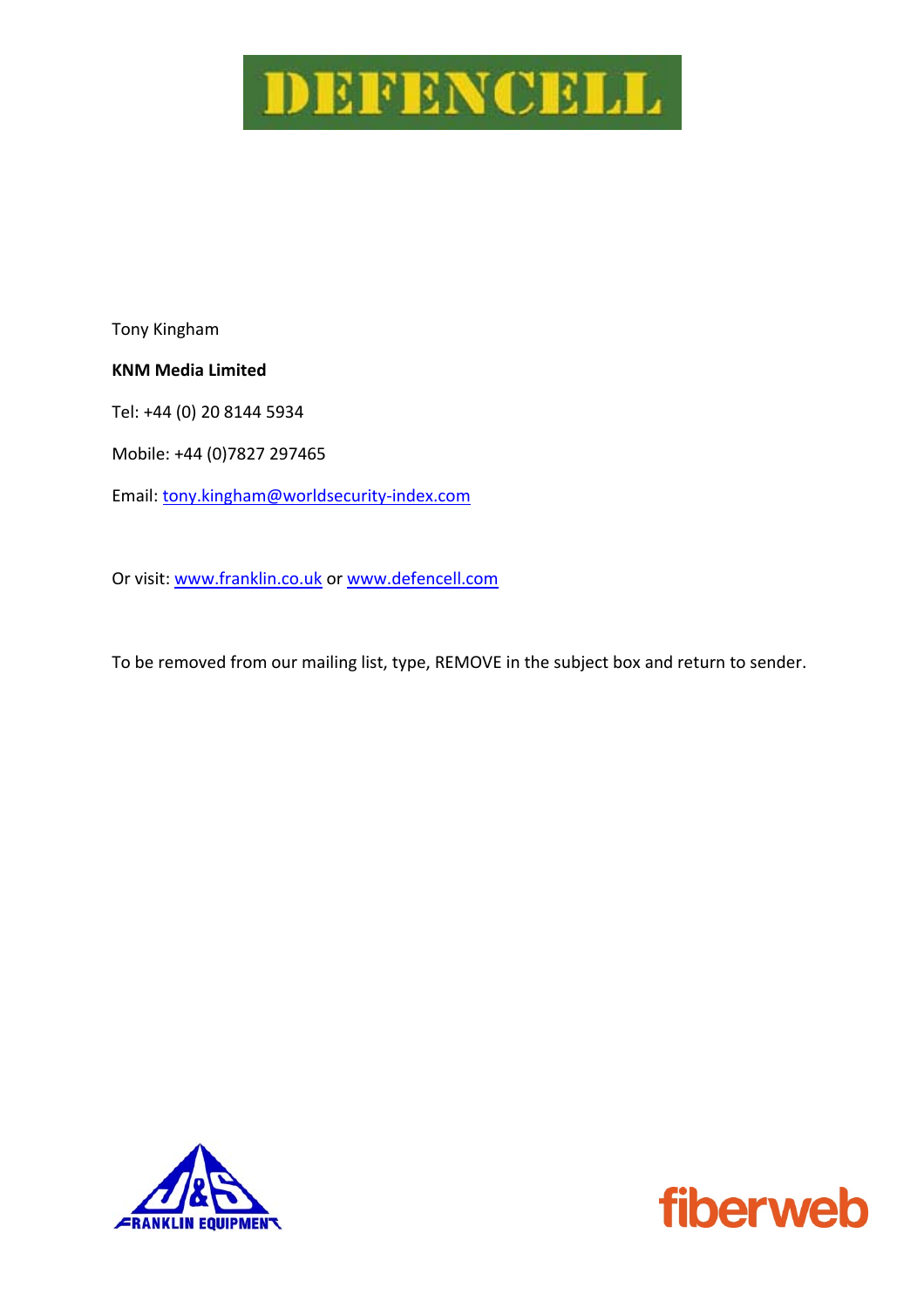DEFENCELL

Tony Kingham

**KNM Media Limited**

Tel: +44 (0) 20 8144 5934

Mobile: +44 (0)7827 297465

Email: tony.kingham@worldsecurity-index.com

Or visit: www.franklin.co.uk or www.defencell.com

To be removed from our mailing list, type, REMOVE in the subject box and return to sender.

J&S FRANKLIN EQUIPMENT

fiberweb